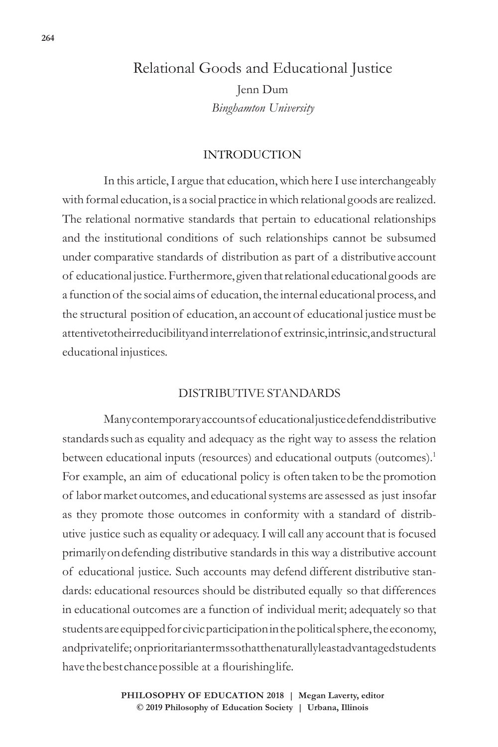# Relational Goods and Educational Justice

Jenn Dum

*Binghamton University*

## INTRODUCTION

In this article, I argue that education, which here I use interchangeably with formal education, is a social practice in which relational goods are realized. The relational normative standards that pertain to educational relationships and the institutional conditions of such relationships cannot be subsumed under comparative standards of distribution as part of a distributive account of educational justice. Furthermore, given that relational educational goods are a function of the social aims of education, the internal educational process, and the structural position of education, an account of educational justice must be attentive to their reducibility and interrelation of extrinsic, intrinsic, and structural educational injustices.

## DISTRIBUTIVE STANDARDS

Many contemporary accounts of educational justice defend distributive standards such as equality and adequacy as the right way to assess the relation between educational inputs (resources) and educational outputs (outcomes).[1] For example, an aim of educational policy is often taken to be the promotion of labor market outcomes, and educational systems are assessed as just insofar as they promote those outcomes in conformity with a standard of distributive justice such as equality or adequacy. I will call any account that is focused primarily on defending distributive standards in this way a distributive account of educational justice. Such accounts may defend different distributive standards: educational resources should be distributed equally so that differences in educational outcomes are a function of individual merit; adequately so that students are equipped for civic participation in the political sphere, the economy, and private life; on prioritarian terms so that the naturally least advantaged students have the best chance possible at a flourishing life.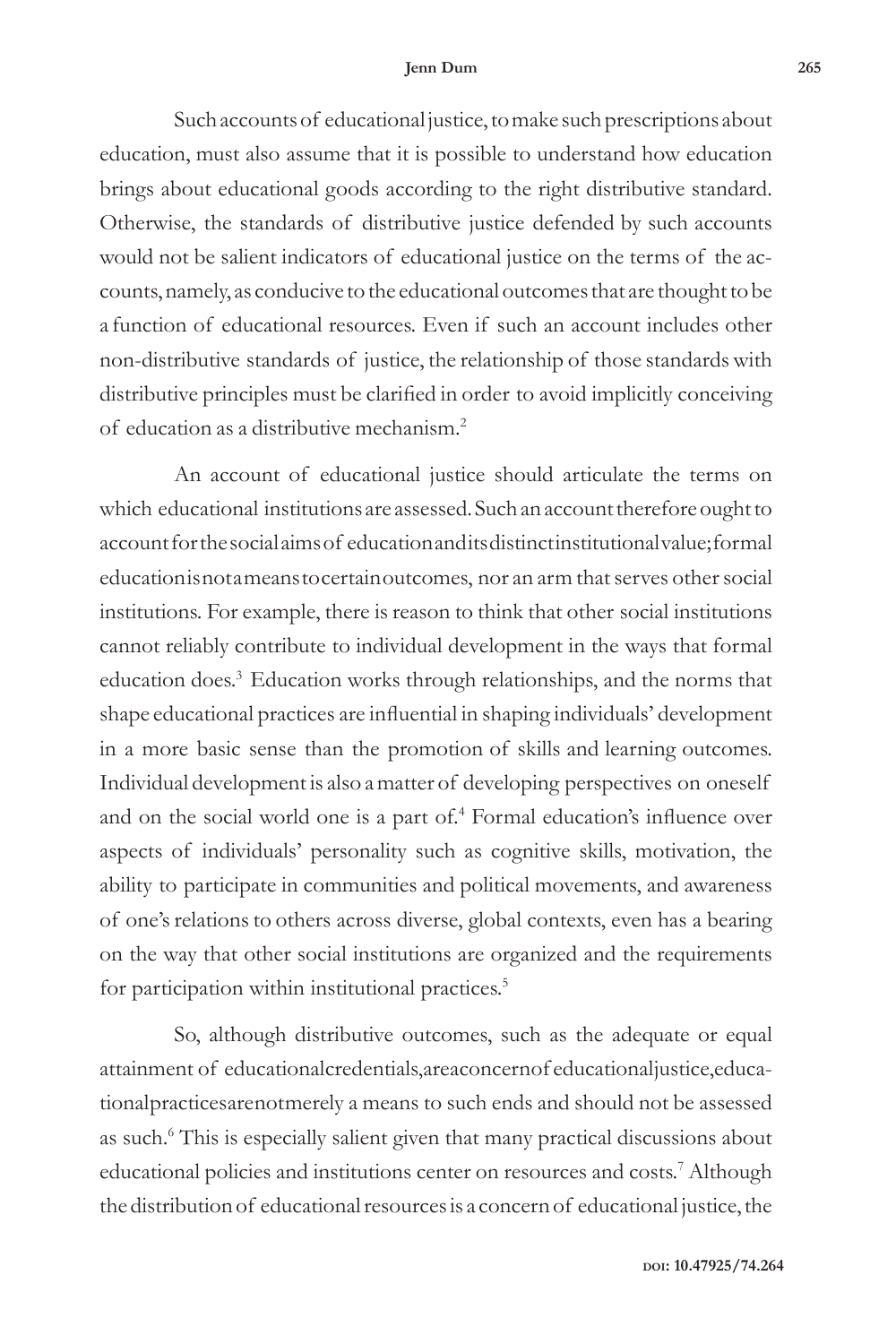Such accounts of educational justice, to make such prescriptions about education, must also assume that it is possible to understand how education brings about educational goods according to the right distributive standard. Otherwise, the standards of distributive justice defended by such accounts would not be salient indicators of educational justice on the terms of the accounts, namely, as conducive to the educational outcomes that are thought to be a function of educational resources. Even if such an account includes other non-distributive standards of justice, the relationship of those standards with distributive principles must be clarified in order to avoid implicitly conceiving of education as a distributive mechanism.[2]

An account of educational justice should articulate the terms on which educational institutions are assessed. Such an account therefore ought to account for the social aims of education and its distinct institutional value; formal education is not a means to certain outcomes, nor an arm that serves other social institutions. For example, there is reason to think that other social institutions cannot reliably contribute to individual development in the ways that formal education does.[3] Education works through relationships, and the norms that shape educational practices are influential in shaping individuals' development in a more basic sense than the promotion of skills and learning outcomes. Individual development is also a matter of developing perspectives on oneself and on the social world one is a part of.[4] Formal education's influence over aspects of individuals' personality such as cognitive skills, motivation, the ability to participate in communities and political movements, and awareness of one's relations to others across diverse, global contexts, even has a bearing on the way that other social institutions are organized and the requirements for participation within institutional practices.[5]

So, although distributive outcomes, such as the adequate or equal attainment of educational credentials, are a concern of educational justice, educational practices are not merely a means to such ends and should not be assessed as such.[6] This is especially salient given that many practical discussions about educational policies and institutions center on resources and costs.[7] Although the distribution of educational resources is a concern of educational justice, the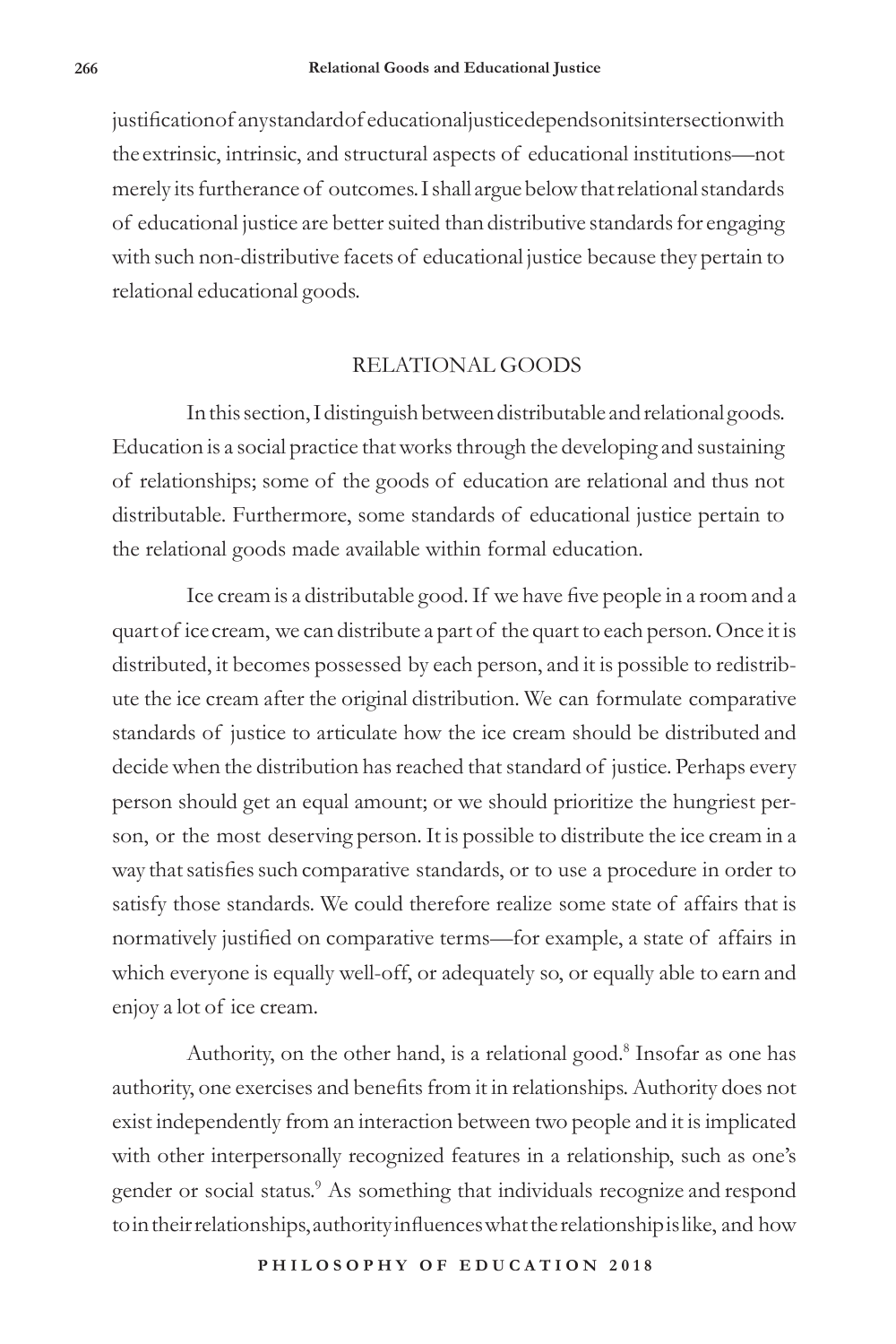justification of any standard of educational justice depends on its intersection with the extrinsic, intrinsic, and structural aspects of educational institutions—not merely its furtherance of outcomes. I shall argue below that relational standards of educational justice are better suited than distributive standards for engaging with such non-distributive facets of educational justice because they pertain to relational educational goods.

## RELATIONAL GOODS

In this section, I distinguish between distributable and relational goods. Education is a social practice that works through the developing and sustaining of relationships; some of the goods of education are relational and thus not distributable. Furthermore, some standards of educational justice pertain to the relational goods made available within formal education.

Ice cream is a distributable good. If we have five people in a room and a quart of ice cream, we can distribute a part of the quart to each person. Once it is distributed, it becomes possessed by each person, and it is possible to redistribute the ice cream after the original distribution. We can formulate comparative standards of justice to articulate how the ice cream should be distributed and decide when the distribution has reached that standard of justice. Perhaps every person should get an equal amount; or we should prioritize the hungriest person, or the most deserving person. It is possible to distribute the ice cream in a way that satisfies such comparative standards, or to use a procedure in order to satisfy those standards. We could therefore realize some state of affairs that is normatively justified on comparative terms—for example, a state of affairs in which everyone is equally well-off, or adequately so, or equally able to earn and enjoy a lot of ice cream.

Authority, on the other hand, is a relational good.[8] Insofar as one has authority, one exercises and benefits from it in relationships. Authority does not exist independently from an interaction between two people and it is implicated with other interpersonally recognized features in a relationship, such as one's gender or social status.[9] As something that individuals recognize and respond to in their relationships, authority influences what the relationship is like, and how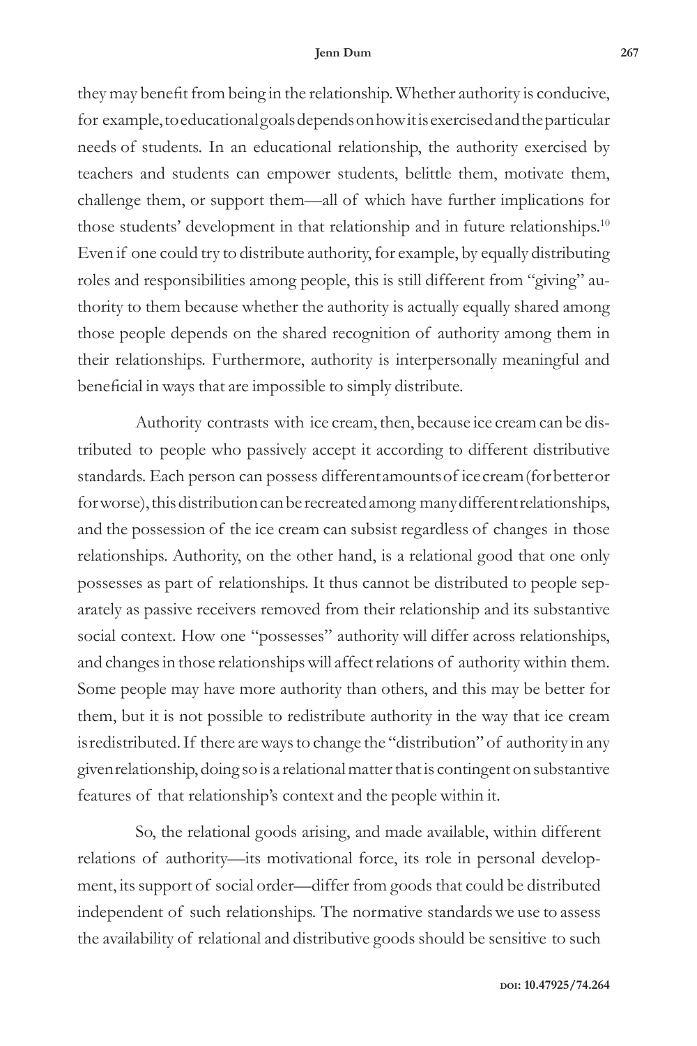they may benefit from being in the relationship. Whether authority is conducive, for example, to educational goals depends on how it is exercised and the particular needs of students. In an educational relationship, the authority exercised by teachers and students can empower students, belittle them, motivate them, challenge them, or support them—all of which have further implications for those students' development in that relationship and in future relationships.[10] Even if one could try to distribute authority, for example, by equally distributing roles and responsibilities among people, this is still different from "giving" authority to them because whether the authority is actually equally shared among those people depends on the shared recognition of authority among them in their relationships. Furthermore, authority is interpersonally meaningful and beneficial in ways that are impossible to simply distribute.

Authority contrasts with ice cream, then, because ice cream can be distributed to people who passively accept it according to different distributive standards. Each person can possess different amounts of ice cream (for better or for worse), this distribution can be recreated among many different relationships, and the possession of the ice cream can subsist regardless of changes in those relationships. Authority, on the other hand, is a relational good that one only possesses as part of relationships. It thus cannot be distributed to people separately as passive receivers removed from their relationship and its substantive social context. How one "possesses" authority will differ across relationships, and changes in those relationships will affect relations of authority within them. Some people may have more authority than others, and this may be better for them, but it is not possible to redistribute authority in the way that ice cream is redistributed. If there are ways to change the "distribution" of authority in any given relationship, doing so is a relational matter that is contingent on substantive features of that relationship's context and the people within it.

So, the relational goods arising, and made available, within different relations of authority—its motivational force, its role in personal development, its support of social order—differ from goods that could be distributed independent of such relationships. The normative standards we use to assess the availability of relational and distributive goods should be sensitive to such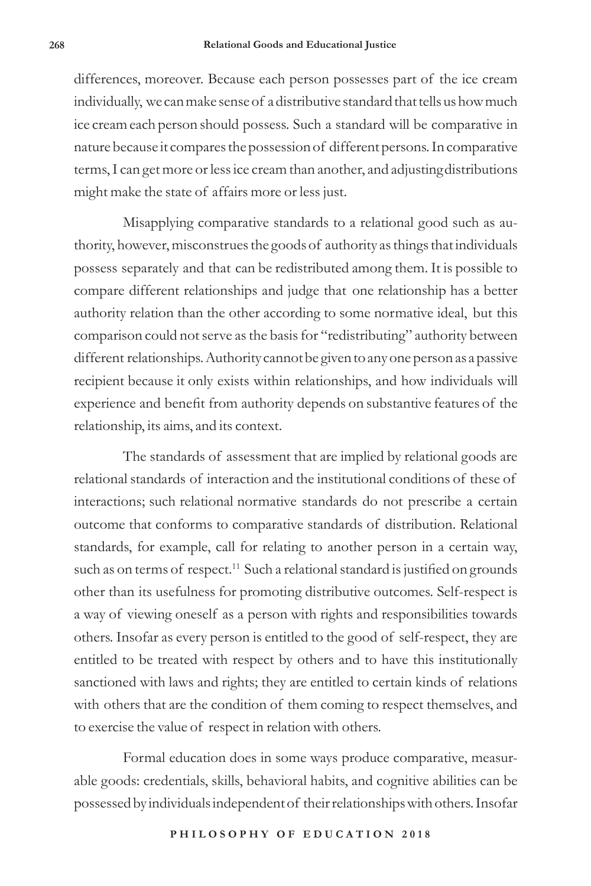differences, moreover. Because each person possesses part of the ice cream individually, we can make sense of a distributive standard that tells us how much ice cream each person should possess. Such a standard will be comparative in nature because it compares the possession of different persons. In comparative terms, I can get more or less ice cream than another, and adjusting distributions might make the state of affairs more or less just.

Misapplying comparative standards to a relational good such as authority, however, misconstrues the goods of authority as things that individuals possess separately and that can be redistributed among them. It is possible to compare different relationships and judge that one relationship has a better authority relation than the other according to some normative ideal, but this comparison could not serve as the basis for "redistributing" authority between different relationships. Authority cannot be given to any one person as a passive recipient because it only exists within relationships, and how individuals will experience and benefit from authority depends on substantive features of the relationship, its aims, and its context.

The standards of assessment that are implied by relational goods are relational standards of interaction and the institutional conditions of these of interactions; such relational normative standards do not prescribe a certain outcome that conforms to comparative standards of distribution. Relational standards, for example, call for relating to another person in a certain way, such as on terms of respect.[11] Such a relational standard is justified on grounds other than its usefulness for promoting distributive outcomes. Self-respect is a way of viewing oneself as a person with rights and responsibilities towards others. Insofar as every person is entitled to the good of self-respect, they are entitled to be treated with respect by others and to have this institutionally sanctioned with laws and rights; they are entitled to certain kinds of relations with others that are the condition of them coming to respect themselves, and to exercise the value of respect in relation with others.

Formal education does in some ways produce comparative, measurable goods: credentials, skills, behavioral habits, and cognitive abilities can be possessed by individuals independent of their relationships with others. Insofar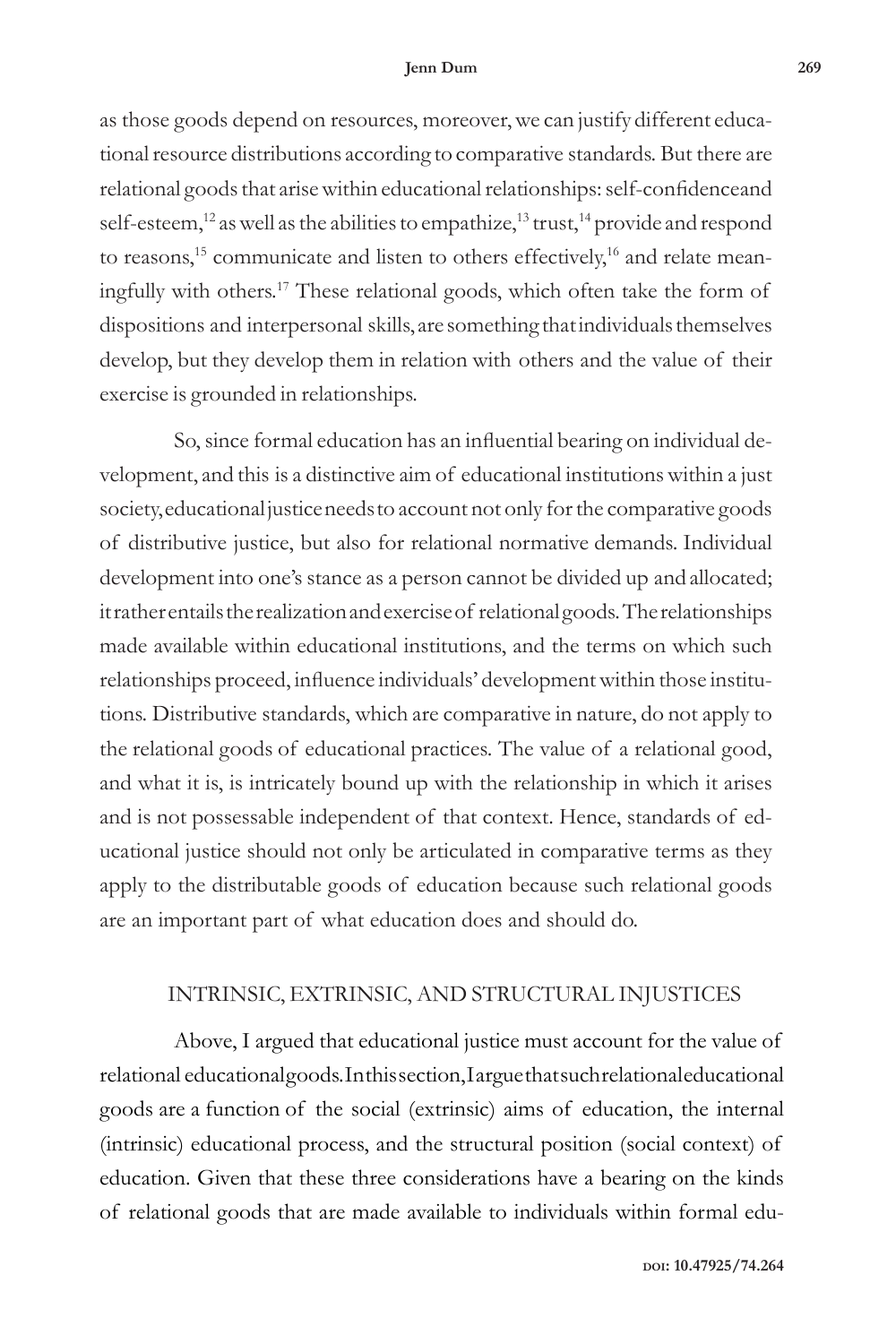as those goods depend on resources, moreover, we can justify different educational resource distributions according to comparative standards. But there are relational goods that arise within educational relationships: self-confidenceand self-esteem,[12] as well as the abilities to empathize,[13] trust,[14] provide and respond to reasons,[15] communicate and listen to others effectively,[16] and relate meaningfully with others.[17] These relational goods, which often take the form of dispositions and interpersonal skills, are something that individuals themselves develop, but they develop them in relation with others and the value of their exercise is grounded in relationships.

So, since formal education has an influential bearing on individual development, and this is a distinctive aim of educational institutions within a just society, educational justice needs to account not only for the comparative goods of distributive justice, but also for relational normative demands. Individual development into one's stance as a person cannot be divided up and allocated; it rather entails the realization and exercise of relational goods. The relationships made available within educational institutions, and the terms on which such relationships proceed, influence individuals' development within those institutions. Distributive standards, which are comparative in nature, do not apply to the relational goods of educational practices. The value of a relational good, and what it is, is intricately bound up with the relationship in which it arises and is not possessable independent of that context. Hence, standards of educational justice should not only be articulated in comparative terms as they apply to the distributable goods of education because such relational goods are an important part of what education does and should do.

## INTRINSIC, EXTRINSIC, AND STRUCTURAL INJUSTICES

Above, I argued that educational justice must account for the value of relational educational goods. In this section, I argue that such relational educational goods are a function of the social (extrinsic) aims of education, the internal (intrinsic) educational process, and the structural position (social context) of education. Given that these three considerations have a bearing on the kinds of relational goods that are made available to individuals within formal edu-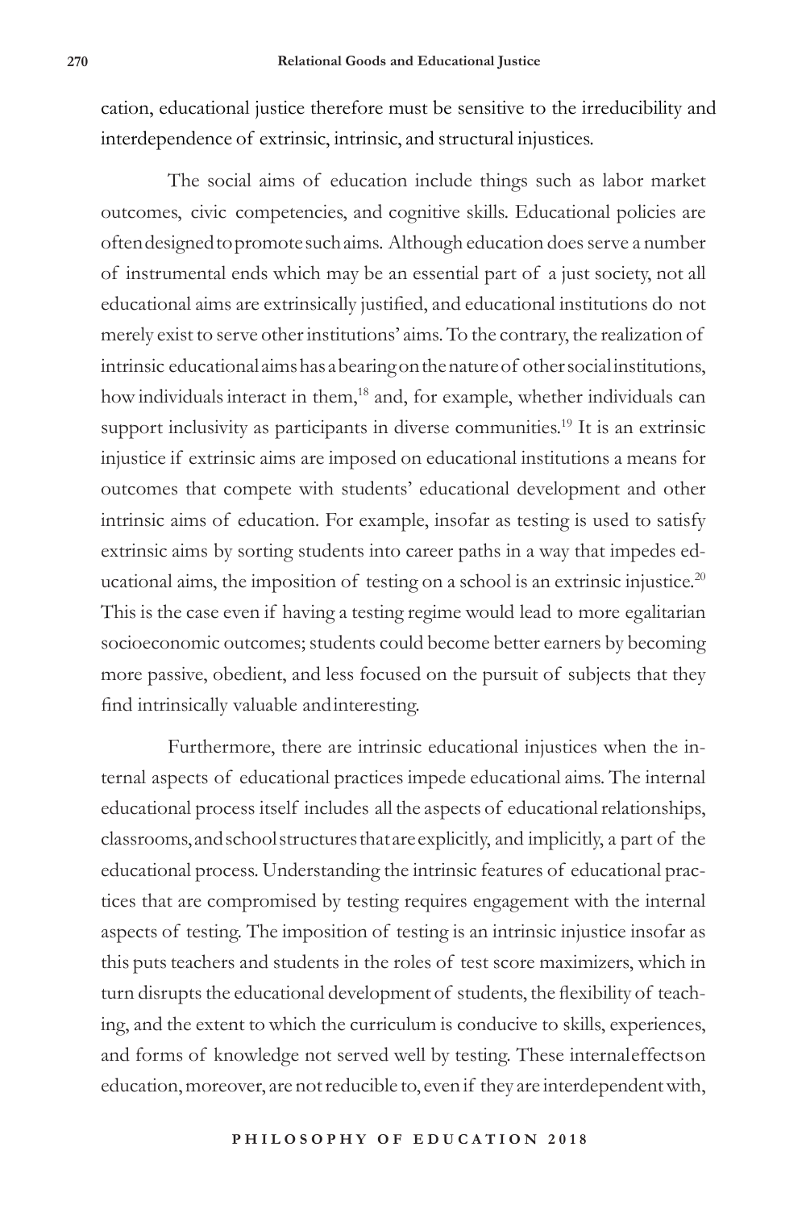cation, educational justice therefore must be sensitive to the irreducibility and interdependence of extrinsic, intrinsic, and structural injustices.

The social aims of education include things such as labor market outcomes, civic competencies, and cognitive skills. Educational policies are often designed to promote such aims. Although education does serve a number of instrumental ends which may be an essential part of a just society, not all educational aims are extrinsically justified, and educational institutions do not merely exist to serve other institutions' aims. To the contrary, the realization of intrinsic educational aims has a bearing on the nature of other social institutions, how individuals interact in them,[18] and, for example, whether individuals can support inclusivity as participants in diverse communities.[19] It is an extrinsic injustice if extrinsic aims are imposed on educational institutions a means for outcomes that compete with students' educational development and other intrinsic aims of education. For example, insofar as testing is used to satisfy extrinsic aims by sorting students into career paths in a way that impedes educational aims, the imposition of testing on a school is an extrinsic injustice.[20] This is the case even if having a testing regime would lead to more egalitarian socioeconomic outcomes; students could become better earners by becoming more passive, obedient, and less focused on the pursuit of subjects that they find intrinsically valuable and interesting.

Furthermore, there are intrinsic educational injustices when the internal aspects of educational practices impede educational aims. The internal educational process itself includes all the aspects of educational relationships, classrooms, and school structures that are explicitly, and implicitly, a part of the educational process. Understanding the intrinsic features of educational practices that are compromised by testing requires engagement with the internal aspects of testing. The imposition of testing is an intrinsic injustice insofar as this puts teachers and students in the roles of test score maximizers, which in turn disrupts the educational development of students, the flexibility of teaching, and the extent to which the curriculum is conducive to skills, experiences, and forms of knowledge not served well by testing. These internal effects on education, moreover, are not reducible to, even if they are interdependent with,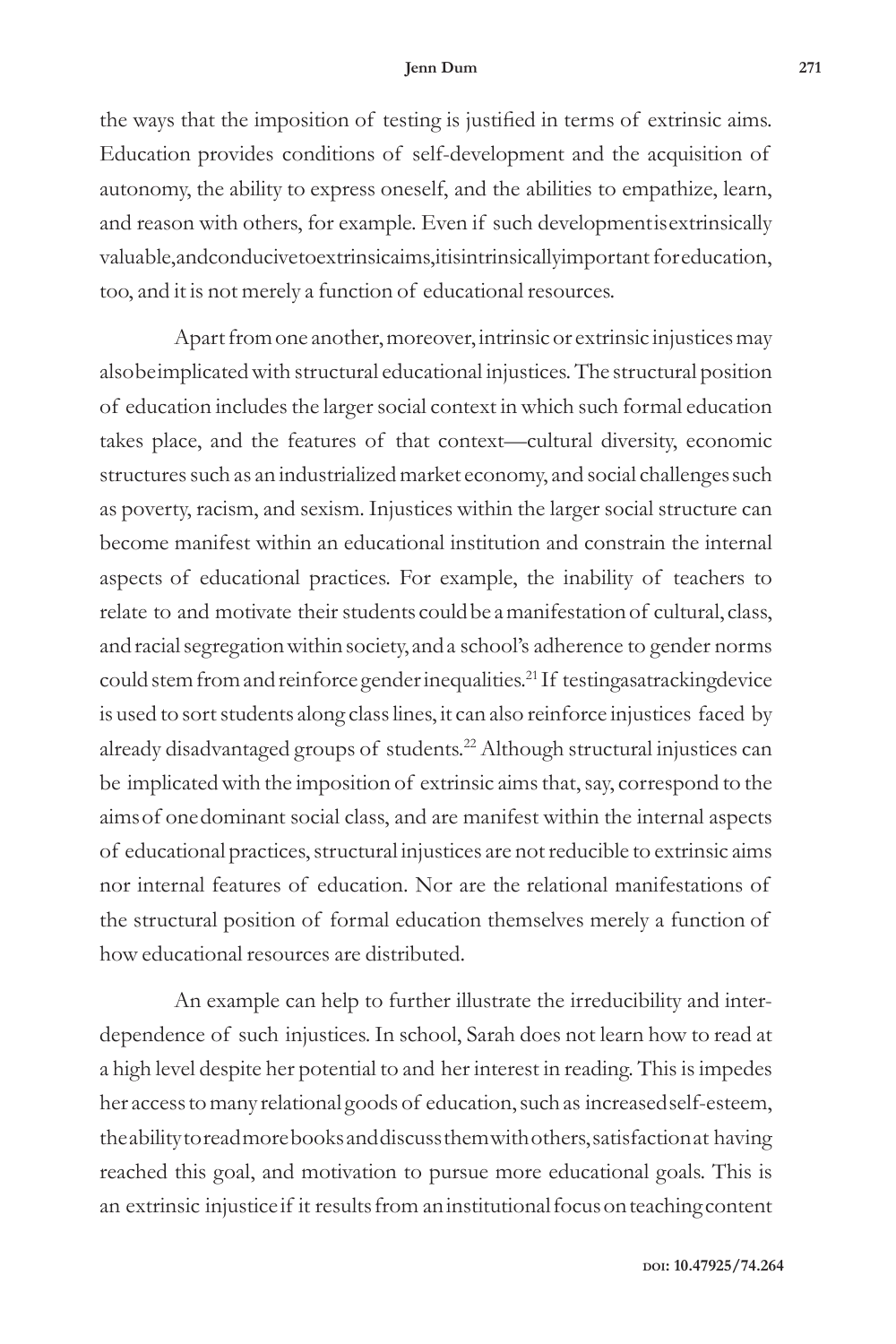the ways that the imposition of testing is justified in terms of extrinsic aims. Education provides conditions of self-development and the acquisition of autonomy, the ability to express oneself, and the abilities to empathize, learn, and reason with others, for example. Even if such development is extrinsically valuable, and conducive to extrinsic aims, it is intrinsically important for education, too, and it is not merely a function of educational resources.

Apart from one another, moreover, intrinsic or extrinsic injustices may also be implicated with structural educational injustices. The structural position of education includes the larger social context in which such formal education takes place, and the features of that context—cultural diversity, economic structures such as an industrialized market economy, and social challenges such as poverty, racism, and sexism. Injustices within the larger social structure can become manifest within an educational institution and constrain the internal aspects of educational practices. For example, the inability of teachers to relate to and motivate their students could be a manifestation of cultural, class, and racial segregation within society, and a school's adherence to gender norms could stem from and reinforce gender inequalities.[21] If testing as a tracking device is used to sort students along class lines, it can also reinforce injustices faced by already disadvantaged groups of students.[22] Although structural injustices can be implicated with the imposition of extrinsic aims that, say, correspond to the aims of one dominant social class, and are manifest within the internal aspects of educational practices, structural injustices are not reducible to extrinsic aims nor internal features of education. Nor are the relational manifestations of the structural position of formal education themselves merely a function of how educational resources are distributed.

An example can help to further illustrate the irreducibility and interdependence of such injustices. In school, Sarah does not learn how to read at a high level despite her potential to and her interest in reading. This is impedes her access to many relational goods of education, such as increased self-esteem, the ability to read more books and discuss them with others, satisfaction at having reached this goal, and motivation to pursue more educational goals. This is an extrinsic injustice if it results from an institutional focus on teaching content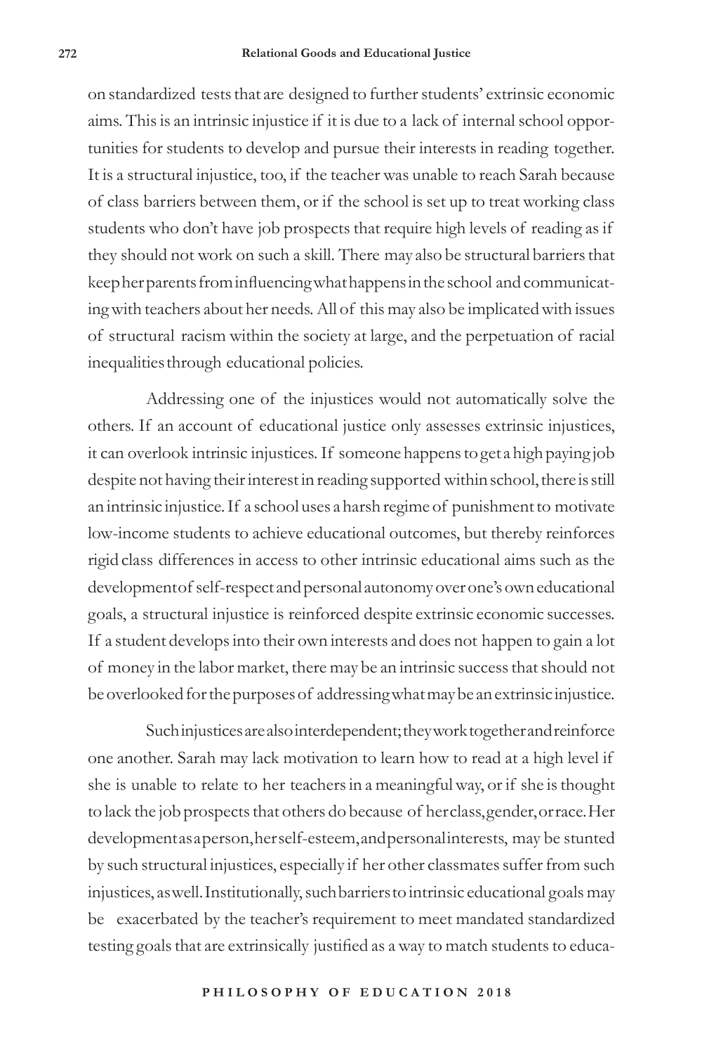on standardized tests that are designed to further students' extrinsic economic aims. This is an intrinsic injustice if it is due to a lack of internal school opportunities for students to develop and pursue their interests in reading together. It is a structural injustice, too, if the teacher was unable to reach Sarah because of class barriers between them, or if the school is set up to treat working class students who don't have job prospects that require high levels of reading as if they should not work on such a skill. There may also be structural barriers that keep her parents from influencing what happens in the school and communicating with teachers about her needs. All of this may also be implicated with issues of structural racism within the society at large, and the perpetuation of racial inequalities through educational policies.

Addressing one of the injustices would not automatically solve the others. If an account of educational justice only assesses extrinsic injustices, it can overlook intrinsic injustices. If someone happens to get a high paying job despite not having their interest in reading supported within school, there is still an intrinsic injustice. If a school uses a harsh regime of punishment to motivate low-income students to achieve educational outcomes, but thereby reinforces rigid class differences in access to other intrinsic educational aims such as the development of self-respect and personal autonomy over one's own educational goals, a structural injustice is reinforced despite extrinsic economic successes. If a student develops into their own interests and does not happen to gain a lot of money in the labor market, there may be an intrinsic success that should not be overlooked for the purposes of addressing what may be an extrinsic injustice.

Such injustices are also interdependent; they work together and reinforce one another. Sarah may lack motivation to learn how to read at a high level if she is unable to relate to her teachers in a meaningful way, or if she is thought to lack the job prospects that others do because of her class, gender, or race. Her development as a person, her self-esteem, and personal interests, may be stunted by such structural injustices, especially if her other classmates suffer from such injustices, as well. Institutionally, such barriers to intrinsic educational goals may be exacerbated by the teacher's requirement to meet mandated standardized testing goals that are extrinsically justified as a way to match students to educa-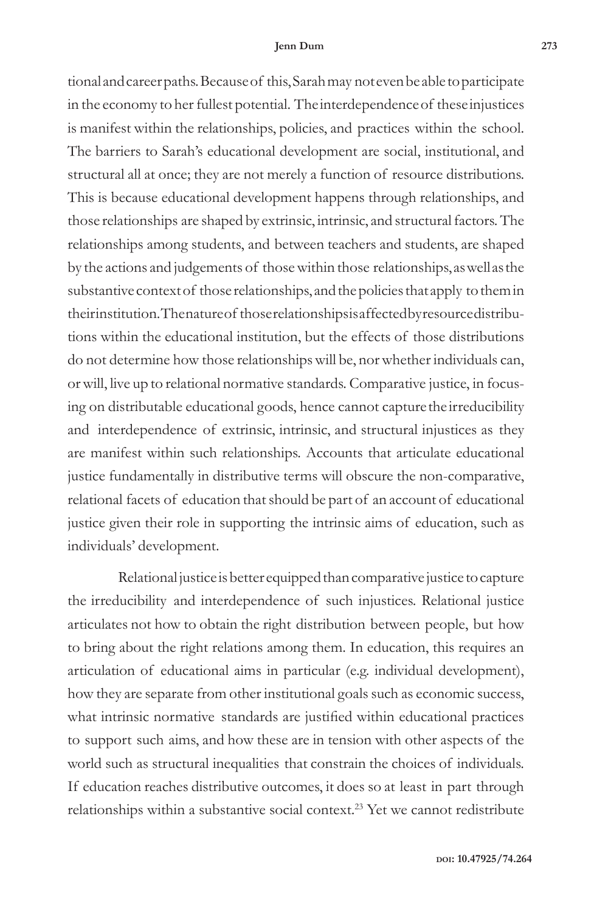tional and career paths. Because of this, Sarah may not even be able to participate in the economy to her fullest potential. The interdependence of these injustices is manifest within the relationships, policies, and practices within the school. The barriers to Sarah's educational development are social, institutional, and structural all at once; they are not merely a function of resource distributions. This is because educational development happens through relationships, and those relationships are shaped by extrinsic, intrinsic, and structural factors. The relationships among students, and between teachers and students, are shaped by the actions and judgements of those within those relationships, as well as the substantive context of those relationships, and the policies that apply to them in their institution. The nature of those relationships is affected by resource distributions within the educational institution, but the effects of those distributions do not determine how those relationships will be, nor whether individuals can, or will, live up to relational normative standards. Comparative justice, in focusing on distributable educational goods, hence cannot capture the irreducibility and interdependence of extrinsic, intrinsic, and structural injustices as they are manifest within such relationships. Accounts that articulate educational justice fundamentally in distributive terms will obscure the non-comparative, relational facets of education that should be part of an account of educational justice given their role in supporting the intrinsic aims of education, such as individuals' development.

Relational justice is better equipped than comparative justice to capture the irreducibility and interdependence of such injustices. Relational justice articulates not how to obtain the right distribution between people, but how to bring about the right relations among them. In education, this requires an articulation of educational aims in particular (e.g. individual development), how they are separate from other institutional goals such as economic success, what intrinsic normative standards are justified within educational practices to support such aims, and how these are in tension with other aspects of the world such as structural inequalities that constrain the choices of individuals. If education reaches distributive outcomes, it does so at least in part through relationships within a substantive social context.[23] Yet we cannot redistribute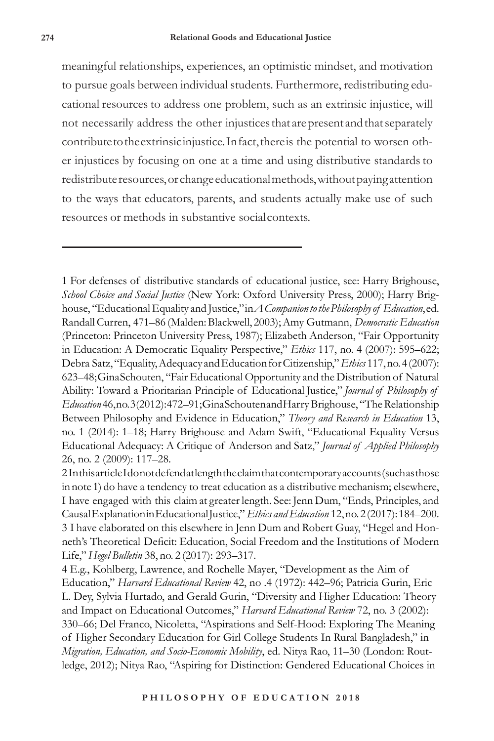meaningful relationships, experiences, an optimistic mindset, and motivation to pursue goals between individual students. Furthermore, redistributing educational resources to address one problem, such as an extrinsic injustice, will not necessarily address the other injustices that are present and that separately contribute to the extrinsic injustice. In fact, there is the potential to worsen other injustices by focusing on one at a time and using distributive standards to redistribute resources, or change educational methods, without paying attention to the ways that educators, parents, and students actually make use of such resources or methods in substantive social contexts.

---

1 For defenses of distributive standards of educational justice, see: Harry Brighouse, *School Choice and Social Justice* (New York: Oxford University Press, 2000); Harry Brighouse, "Educational Equality and Justice," in *A Companion to the Philosophy of Education*, ed. Randall Curren, 471–86 (Malden: Blackwell, 2003); Amy Gutmann, *Democratic Education* (Princeton: Princeton University Press, 1987); Elizabeth Anderson, "Fair Opportunity in Education: A Democratic Equality Perspective," *Ethics* 117, no. 4 (2007): 595–622; Debra Satz, "Equality, Adequacy and Education for Citizenship," *Ethics* 117, no. 4 (2007): 623–48; Gina Schouten, "Fair Educational Opportunity and the Distribution of Natural Ability: Toward a Prioritarian Principle of Educational Justice," *Journal of Philosophy of Education* 46, no. 3 (2012): 472–91; Gina Schouten and Harry Brighouse, "The Relationship Between Philosophy and Evidence in Education," *Theory and Research in Education* 13, no. 1 (2014): 1–18; Harry Brighouse and Adam Swift, "Educational Equality Versus Educational Adequacy: A Critique of Anderson and Satz," *Journal of Applied Philosophy* 26, no. 2 (2009): 117–28.

2 In this article I do not defend at length the claim that contemporary accounts (such as those in note 1) do have a tendency to treat education as a distributive mechanism; elsewhere, I have engaged with this claim at greater length. See: Jenn Dum, "Ends, Principles, and Causal Explanation in Educational Justice," *Ethics and Education* 12, no. 2 (2017): 184–200.

3 I have elaborated on this elsewhere in Jenn Dum and Robert Guay, "Hegel and Honneth's Theoretical Deficit: Education, Social Freedom and the Institutions of Modern Life," *Hegel Bulletin* 38, no. 2 (2017): 293–317.

4 E.g., Kohlberg, Lawrence, and Rochelle Mayer, "Development as the Aim of Education," *Harvard Educational Review* 42, no .4 (1972): 442–96; Patricia Gurin, Eric L. Dey, Sylvia Hurtado, and Gerald Gurin, "Diversity and Higher Education: Theory and Impact on Educational Outcomes," *Harvard Educational Review* 72, no. 3 (2002): 330–66; Del Franco, Nicoletta, "Aspirations and Self-Hood: Exploring The Meaning of Higher Secondary Education for Girl College Students In Rural Bangladesh," in *Migration, Education, and Socio-Economic Mobility*, ed. Nitya Rao, 11–30 (London: Routledge, 2012); Nitya Rao, "Aspiring for Distinction: Gendered Educational Choices in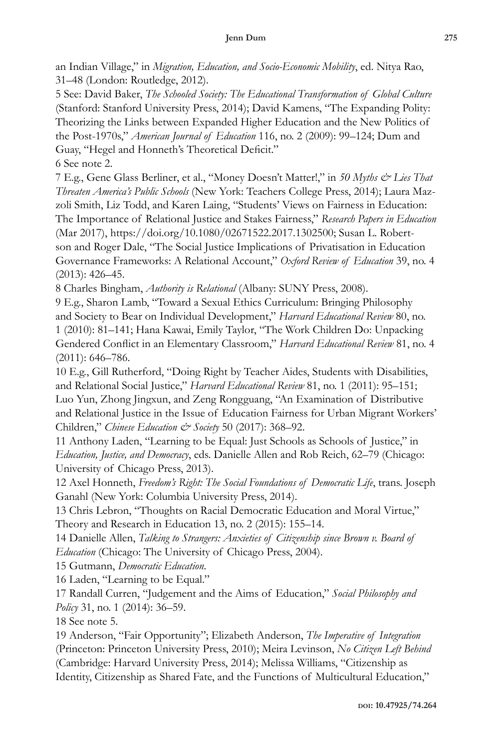an Indian Village," in *Migration, Education, and Socio-Economic Mobility*, ed. Nitya Rao, 31–48 (London: Routledge, 2012).

5 See: David Baker, *The Schooled Society: The Educational Transformation of Global Culture* (Stanford: Stanford University Press, 2014); David Kamens, "The Expanding Polity: Theorizing the Links between Expanded Higher Education and the New Politics of the Post-1970s," *American Journal of Education* 116, no. 2 (2009): 99–124; Dum and Guay, "Hegel and Honneth's Theoretical Deficit."

6 See note 2.

7 E.g., Gene Glass Berliner, et al., "Money Doesn't Matter!," in *50 Myths & Lies That Threaten America's Public Schools* (New York: Teachers College Press, 2014); Laura Mazzoli Smith, Liz Todd, and Karen Laing, "Students' Views on Fairness in Education: The Importance of Relational Justice and Stakes Fairness," *Research Papers in Education* (Mar 2017), https://doi.org/10.1080/02671522.2017.1302500; Susan L. Robertson and Roger Dale, "The Social Justice Implications of Privatisation in Education Governance Frameworks: A Relational Account," *Oxford Review of Education* 39, no. 4 (2013): 426–45.

8 Charles Bingham, *Authority is Relational* (Albany: SUNY Press, 2008).

9 E.g., Sharon Lamb, "Toward a Sexual Ethics Curriculum: Bringing Philosophy and Society to Bear on Individual Development," *Harvard Educational Review* 80, no. 1 (2010): 81–141; Hana Kawai, Emily Taylor, "The Work Children Do: Unpacking Gendered Conflict in an Elementary Classroom," *Harvard Educational Review* 81, no. 4 (2011): 646–786.

10 E.g., Gill Rutherford, "Doing Right by Teacher Aides, Students with Disabilities, and Relational Social Justice," *Harvard Educational Review* 81, no. 1 (2011): 95–151; Luo Yun, Zhong Jingxun, and Zeng Rongguang, "An Examination of Distributive and Relational Justice in the Issue of Education Fairness for Urban Migrant Workers' Children," *Chinese Education & Society* 50 (2017): 368–92.

11 Anthony Laden, "Learning to be Equal: Just Schools as Schools of Justice," in *Education, Justice, and Democracy*, eds. Danielle Allen and Rob Reich, 62–79 (Chicago: University of Chicago Press, 2013).

12 Axel Honneth, *Freedom's Right: The Social Foundations of Democratic Life*, trans. Joseph Ganahl (New York: Columbia University Press, 2014).

13 Chris Lebron, "Thoughts on Racial Democratic Education and Moral Virtue," Theory and Research in Education 13, no. 2 (2015): 155–14.

14 Danielle Allen, *Talking to Strangers: Anxieties of Citizenship since Brown v. Board of Education* (Chicago: The University of Chicago Press, 2004).

15 Gutmann, *Democratic Education*.

16 Laden, "Learning to be Equal."

17 Randall Curren, "Judgement and the Aims of Education," *Social Philosophy and Policy* 31, no. 1 (2014): 36–59.

18 See note 5.

19 Anderson, "Fair Opportunity"; Elizabeth Anderson, *The Imperative of Integration* (Princeton: Princeton University Press, 2010); Meira Levinson, *No Citizen Left Behind* (Cambridge: Harvard University Press, 2014); Melissa Williams, "Citizenship as Identity, Citizenship as Shared Fate, and the Functions of Multicultural Education,"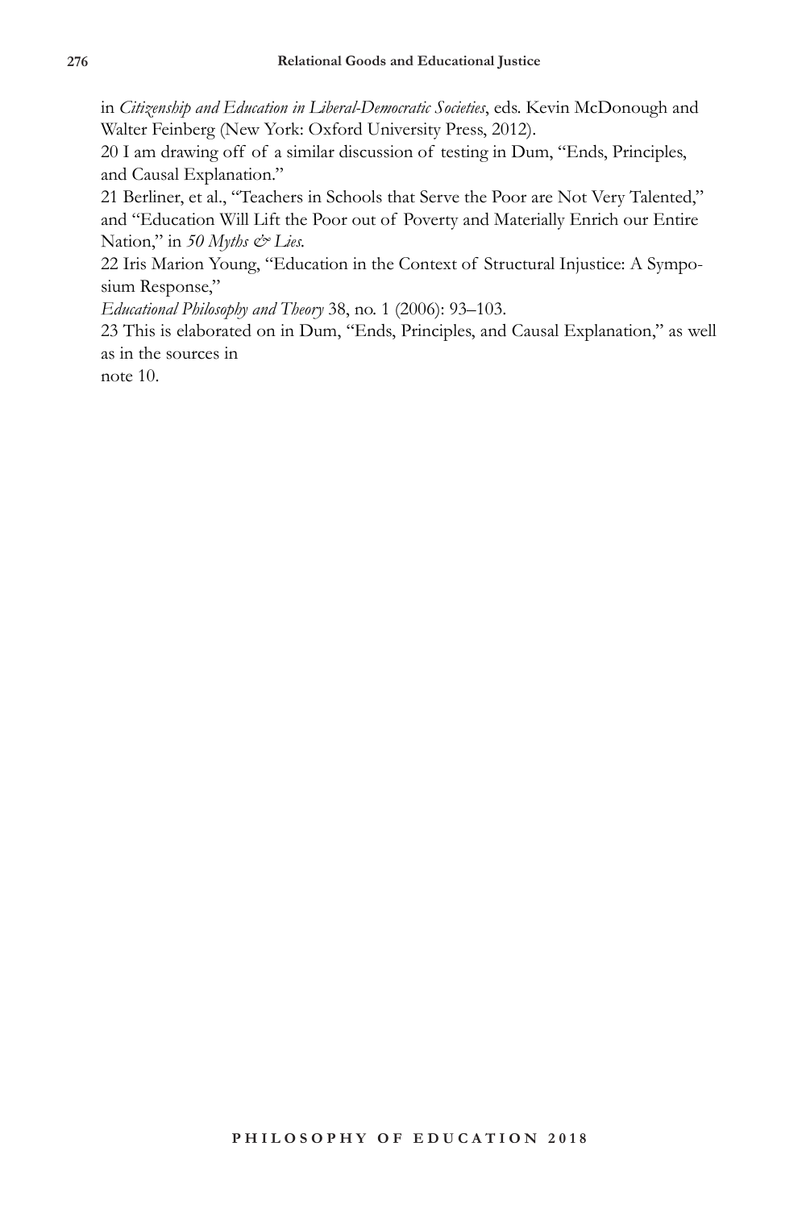in *Citizenship and Education in Liberal-Democratic Societies*, eds. Kevin McDonough and Walter Feinberg (New York: Oxford University Press, 2012).

20 I am drawing off of a similar discussion of testing in Dum, "Ends, Principles, and Causal Explanation."

21 Berliner, et al., "Teachers in Schools that Serve the Poor are Not Very Talented," and "Education Will Lift the Poor out of Poverty and Materially Enrich our Entire Nation," in *50 Myths & Lies*.

22 Iris Marion Young, "Education in the Context of Structural Injustice: A Symposium Response," *Educational Philosophy and Theory* 38, no. 1 (2006): 93–103.

23 This is elaborated on in Dum, "Ends, Principles, and Causal Explanation," as well as in the sources in note 10.